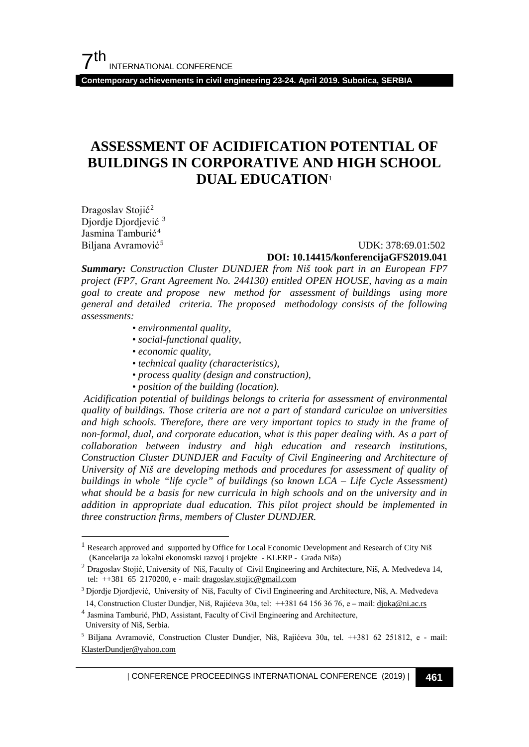# ASSESSMENT OF ACIDIFICATION POTENTIAL OF BUILDINGS IN CORPORATIVE AND HIGH SCHOOL DUAL EDUCATION[1]

Dragoslav Stojić[2]
Djordje Djordjević [3]
Jasmina Tamburić[4]
Biljana Avramović[5]

UDK: 378:69.01:502
**DOI: 10.14415/konferencijaGFS2019.041**

***Summary:*** *Construction Cluster DUNDJER from Niš took part in an European FP7 project (FP7, Grant Agreement No. 244130) entitled OPEN HOUSE, having as a main goal to create and propose new method for assessment of buildings using more general and detailed criteria. The proposed methodology consists of the following assessments:*

- *environmental quality,*
- *social-functional quality,*
- *economic quality,*
- *technical quality (characteristics),*
- *process quality (design and construction),*
- *position of the building (location).*

*Acidification potential of buildings belongs to criteria for assessment of environmental quality of buildings. Those criteria are not a part of standard curiculae on universities and high schools. Therefore, there are very important topics to study in the frame of non-formal, dual, and corporate education, what is this paper dealing with. As a part of collaboration between industry and high education and research institutions, Construction Cluster DUNDJER and Faculty of Civil Engineering and Architecture of University of Niš are developing methods and procedures for assessment of quality of buildings in whole "life cycle" of buildings (so known LCA – Life Cycle Assessment) what should be a basis for new curricula in high schools and on the university and in addition in appropriate dual education. This pilot project should be implemented in three construction firms, members of Cluster DUNDJER.*

---

[1] Research approved and supported by Office for Local Economic Development and Research of City Niš (Kancelarija za lokalni ekonomski razvoj i projekte - KLERP - Grada Niša)

[2] Dragoslav Stojić, University of Niš, Faculty of Civil Engineering and Architecture, Niš, A. Medvedeva 14, tel: ++381 65 2170200, e - mail: dragoslav.stojic@gmail.com

[3] Djordje Djordjević, University of Niš, Faculty of Civil Engineering and Architecture, Niš, A. Medvedeva 14, Construction Cluster Dundjer, Niš, Rajićeva 30a, tel: ++381 64 156 36 76, e – mail: djoka@ni.ac.rs

[4] Jasmina Tamburić, PhD, Assistant, Faculty of Civil Engineering and Architecture, University of Niš, Serbia.

[5] Biljana Avramović, Construction Cluster Dundjer, Niš, Rajićeva 30a, tel. ++381 62 251812, e - mail: KlasterDundjer@yahoo.com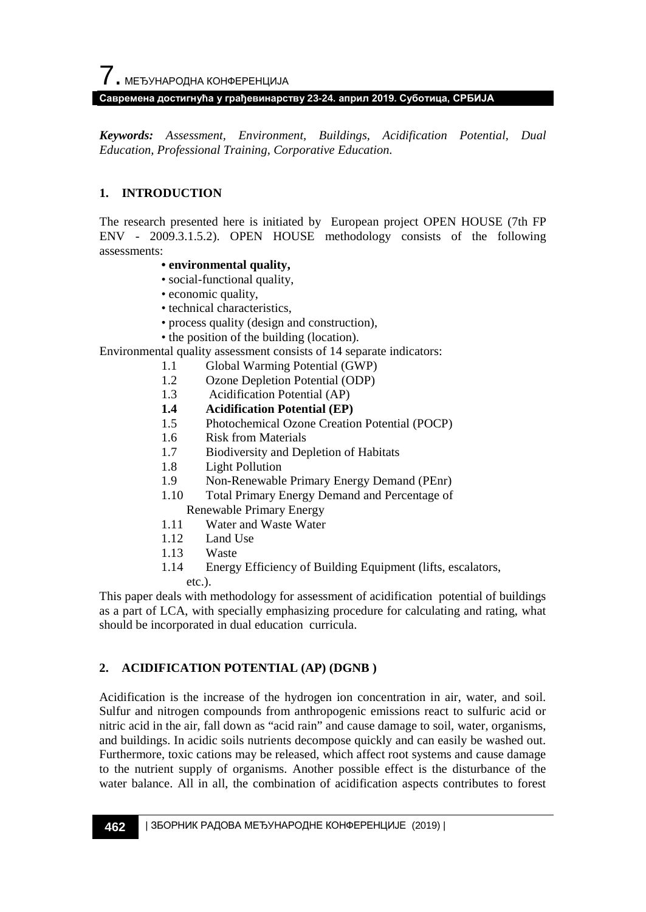***Keywords:*** *Assessment, Environment, Buildings, Acidification Potential, Dual Education, Professional Training, Corporative Education.*

## 1. INTRODUCTION

The research presented here is initiated by European project OPEN HOUSE (7th FP ENV - 2009.3.1.5.2). OPEN HOUSE methodology consists of the following assessments:

- **environmental quality,**
- social-functional quality,
- economic quality,
- technical characteristics,
- process quality (design and construction),
- the position of the building (location).

Environmental quality assessment consists of 14 separate indicators:

1.1 Global Warming Potential (GWP)
1.2 Ozone Depletion Potential (ODP)
1.3 Acidification Potential (AP)
**1.4 Acidification Potential (EP)**
1.5 Photochemical Ozone Creation Potential (POCP)
1.6 Risk from Materials
1.7 Biodiversity and Depletion of Habitats
1.8 Light Pollution
1.9 Non-Renewable Primary Energy Demand (PEnr)
1.10 Total Primary Energy Demand and Percentage of Renewable Primary Energy
1.11 Water and Waste Water
1.12 Land Use
1.13 Waste
1.14 Energy Efficiency of Building Equipment (lifts, escalators, etc.).

This paper deals with methodology for assessment of acidification potential of buildings as a part of LCA, with specially emphasizing procedure for calculating and rating, what should be incorporated in dual education curricula.

## 2. ACIDIFICATION POTENTIAL (AP) (DGNB )

Acidification is the increase of the hydrogen ion concentration in air, water, and soil. Sulfur and nitrogen compounds from anthropogenic emissions react to sulfuric acid or nitric acid in the air, fall down as “acid rain” and cause damage to soil, water, organisms, and buildings. In acidic soils nutrients decompose quickly and can easily be washed out. Furthermore, toxic cations may be released, which affect root systems and cause damage to the nutrient supply of organisms. Another possible effect is the disturbance of the water balance. All in all, the combination of acidification aspects contributes to forest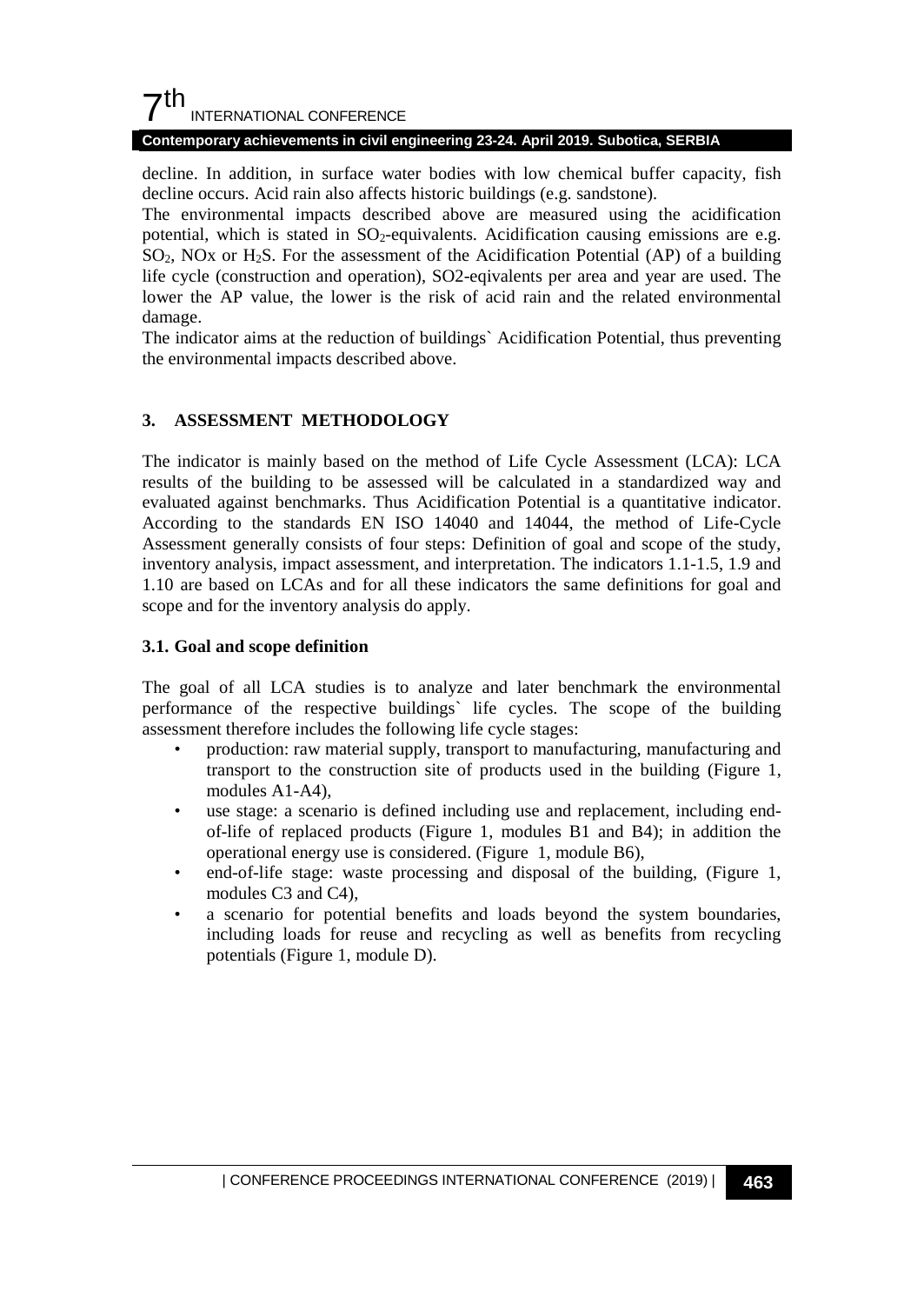decline. In addition, in surface water bodies with low chemical buffer capacity, fish decline occurs. Acid rain also affects historic buildings (e.g. sandstone).

The environmental impacts described above are measured using the acidification potential, which is stated in $SO_2$-equivalents. Acidification causing emissions are e.g. $SO_2$, NOx or $H_2S$. For the assessment of the Acidification Potential (AP) of a building life cycle (construction and operation), SO2-eqivalents per area and year are used. The lower the AP value, the lower is the risk of acid rain and the related environmental damage.

The indicator aims at the reduction of buildings` Acidification Potential, thus preventing the environmental impacts described above.

## 3. ASSESSMENT METHODOLOGY

The indicator is mainly based on the method of Life Cycle Assessment (LCA): LCA results of the building to be assessed will be calculated in a standardized way and evaluated against benchmarks. Thus Acidification Potential is a quantitative indicator. According to the standards EN ISO 14040 and 14044, the method of Life-Cycle Assessment generally consists of four steps: Definition of goal and scope of the study, inventory analysis, impact assessment, and interpretation. The indicators 1.1-1.5, 1.9 and 1.10 are based on LCAs and for all these indicators the same definitions for goal and scope and for the inventory analysis do apply.

### 3.1. Goal and scope definition

The goal of all LCA studies is to analyze and later benchmark the environmental performance of the respective buildings` life cycles. The scope of the building assessment therefore includes the following life cycle stages:

- production: raw material supply, transport to manufacturing, manufacturing and transport to the construction site of products used in the building (Figure 1, modules A1-A4),
- use stage: a scenario is defined including use and replacement, including end-of-life of replaced products (Figure 1, modules B1 and B4); in addition the operational energy use is considered. (Figure 1, module B6),
- end-of-life stage: waste processing and disposal of the building, (Figure 1, modules C3 and C4),
- a scenario for potential benefits and loads beyond the system boundaries, including loads for reuse and recycling as well as benefits from recycling potentials (Figure 1, module D).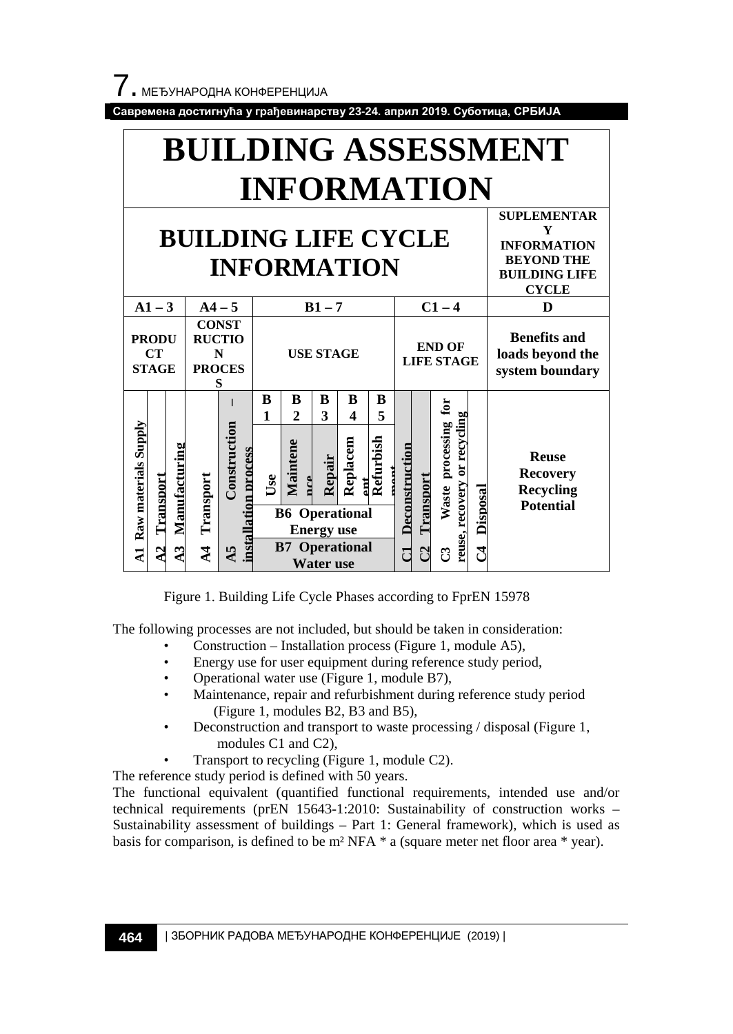| BUILDING ASSESSMENT INFORMATION | | | | | | | | | | | | | | | |
|---|---|---|---|---|---|---|---|---|---|---|---|---|---|---|---|
| BUILDING LIFE CYCLE INFORMATION | | | | | | | | | | | | | | | SUPLEMENTARY INFORMATION BEYOND THE BUILDING LIFE CYCLE |
| A1 – 3 | | | A4 – 5 | | B1 – 7 | | | | | C1 – 4 | | | | | D |
| PRODUCT STAGE | | | CONSTRUCTION PROCESS | | USE STAGE | | | | | END OF LIFE STAGE | | | | | Benefits and loads beyond the system boundary |
| A1 Raw materials Supply | A2 Transport | A3 Manufacturing | A4 Transport | A5 Construction – installation process | B1 Use | B2 Maintenance | B3 Repair | B4 Replacement | B5 Refurbishment | C1 Deconstruction | C2 Transport | C3 Waste processing for reuse, recovery or recycling | C4 Disposal | | Reuse Recovery Recycling Potential |
| | | | | | B6 Operational Energy use | | | | | | | | | | |
| | | | | | B7 Operational Water use | | | | | | | | | | |

Figure 1. Building Life Cycle Phases according to FprEN 15978

The following processes are not included, but should be taken in consideration:

- Construction – Installation process (Figure 1, module A5),
- Energy use for user equipment during reference study period,
- Operational water use (Figure 1, module B7),
- Maintenance, repair and refurbishment during reference study period (Figure 1, modules B2, B3 and B5),
- Deconstruction and transport to waste processing / disposal (Figure 1, modules C1 and C2),
- Transport to recycling (Figure 1, module C2).

The reference study period is defined with 50 years.

The functional equivalent (quantified functional requirements, intended use and/or technical requirements (prEN 15643-1:2010: Sustainability of construction works – Sustainability assessment of buildings – Part 1: General framework), which is used as basis for comparison, is defined to be m² NFA * a (square meter net floor area * year).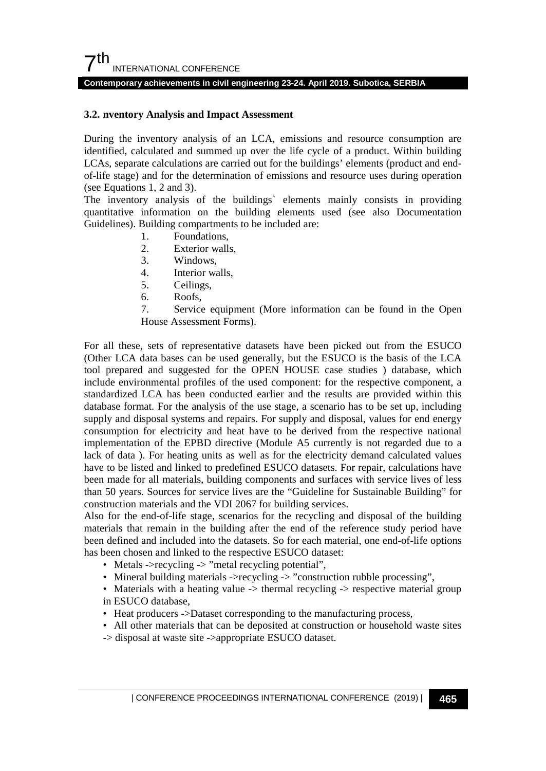### 3.2. nventory Analysis and Impact Assessment

During the inventory analysis of an LCA, emissions and resource consumption are identified, calculated and summed up over the life cycle of a product. Within building LCAs, separate calculations are carried out for the buildings' elements (product and end-of-life stage) and for the determination of emissions and resource uses during operation (see Equations 1, 2 and 3).

The inventory analysis of the buildings` elements mainly consists in providing quantitative information on the building elements used (see also Documentation Guidelines). Building compartments to be included are:

1. Foundations,
2. Exterior walls,
3. Windows,
4. Interior walls,
5. Ceilings,
6. Roofs,
7. Service equipment (More information can be found in the Open House Assessment Forms).

For all these, sets of representative datasets have been picked out from the ESUCO (Other LCA data bases can be used generally, but the ESUCO is the basis of the LCA tool prepared and suggested for the OPEN HOUSE case studies ) database, which include environmental profiles of the used component: for the respective component, a standardized LCA has been conducted earlier and the results are provided within this database format. For the analysis of the use stage, a scenario has to be set up, including supply and disposal systems and repairs. For supply and disposal, values for end energy consumption for electricity and heat have to be derived from the respective national implementation of the EPBD directive (Module A5 currently is not regarded due to a lack of data ). For heating units as well as for the electricity demand calculated values have to be listed and linked to predefined ESUCO datasets. For repair, calculations have been made for all materials, building components and surfaces with service lives of less than 50 years. Sources for service lives are the "Guideline for Sustainable Building" for construction materials and the VDI 2067 for building services.

Also for the end-of-life stage, scenarios for the recycling and disposal of the building materials that remain in the building after the end of the reference study period have been defined and included into the datasets. So for each material, one end-of-life options has been chosen and linked to the respective ESUCO dataset:

- Metals ->recycling -> "metal recycling potential",
- Mineral building materials ->recycling -> "construction rubble processing",
- Materials with a heating value -> thermal recycling -> respective material group in ESUCO database,
- Heat producers ->Dataset corresponding to the manufacturing process,
- All other materials that can be deposited at construction or household waste sites -> disposal at waste site ->appropriate ESUCO dataset.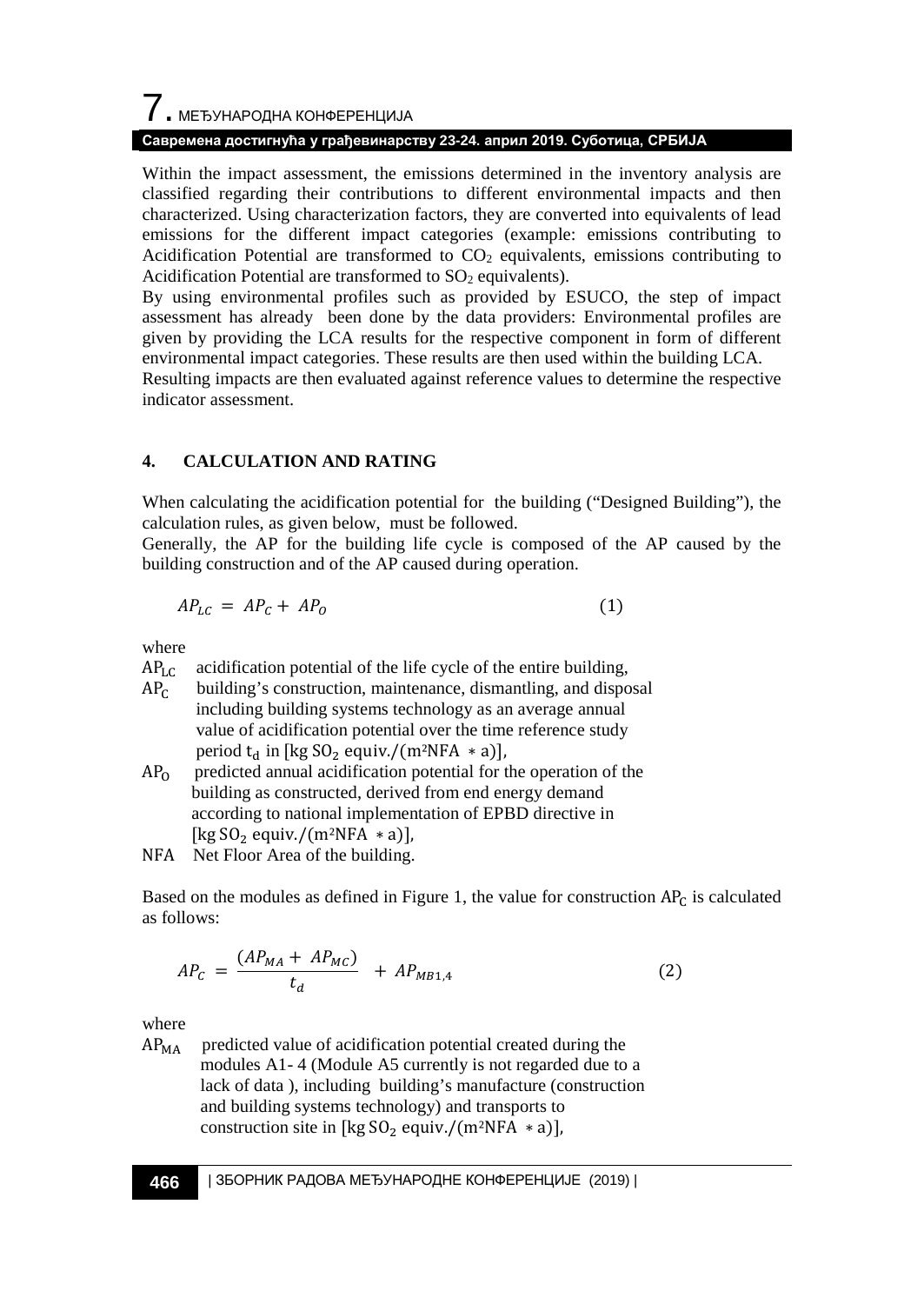Within the impact assessment, the emissions determined in the inventory analysis are classified regarding their contributions to different environmental impacts and then characterized. Using characterization factors, they are converted into equivalents of lead emissions for the different impact categories (example: emissions contributing to Acidification Potential are transformed to $CO_2$ equivalents, emissions contributing to Acidification Potential are transformed to $SO_2$ equivalents).

By using environmental profiles such as provided by ESUCO, the step of impact assessment has already been done by the data providers: Environmental profiles are given by providing the LCA results for the respective component in form of different environmental impact categories. These results are then used within the building LCA.

Resulting impacts are then evaluated against reference values to determine the respective indicator assessment.

## 4. CALCULATION AND RATING

When calculating the acidification potential for the building ("Designed Building"), the calculation rules, as given below, must be followed.

Generally, the AP for the building life cycle is composed of the AP caused by the building construction and of the AP caused during operation.

$$AP_{LC} = AP_C + AP_O \qquad (1)$$

where

$AP_{LC}$ acidification potential of the life cycle of the entire building,

$AP_C$ building's construction, maintenance, dismantling, and disposal including building systems technology as an average annual value of acidification potential over the time reference study period $t_d$ in $[\text{kg SO}_2\ \text{equiv.}/(\text{m}^2\text{NFA} * \text{a})]$,

$AP_O$ predicted annual acidification potential for the operation of the building as constructed, derived from end energy demand according to national implementation of EPBD directive in $[\text{kg SO}_2\ \text{equiv.}/(\text{m}^2\text{NFA} * \text{a})]$,

NFA Net Floor Area of the building.

Based on the modules as defined in Figure 1, the value for construction $AP_C$ is calculated as follows:

$$AP_C = \frac{(AP_{MA} + AP_{MC})}{t_d} + AP_{MB1,4} \qquad (2)$$

where

$AP_{MA}$ predicted value of acidification potential created during the modules A1- 4 (Module A5 currently is not regarded due to a lack of data ), including building's manufacture (construction and building systems technology) and transports to construction site in $[\text{kg SO}_2\ \text{equiv.}/(\text{m}^2\text{NFA} * \text{a})]$,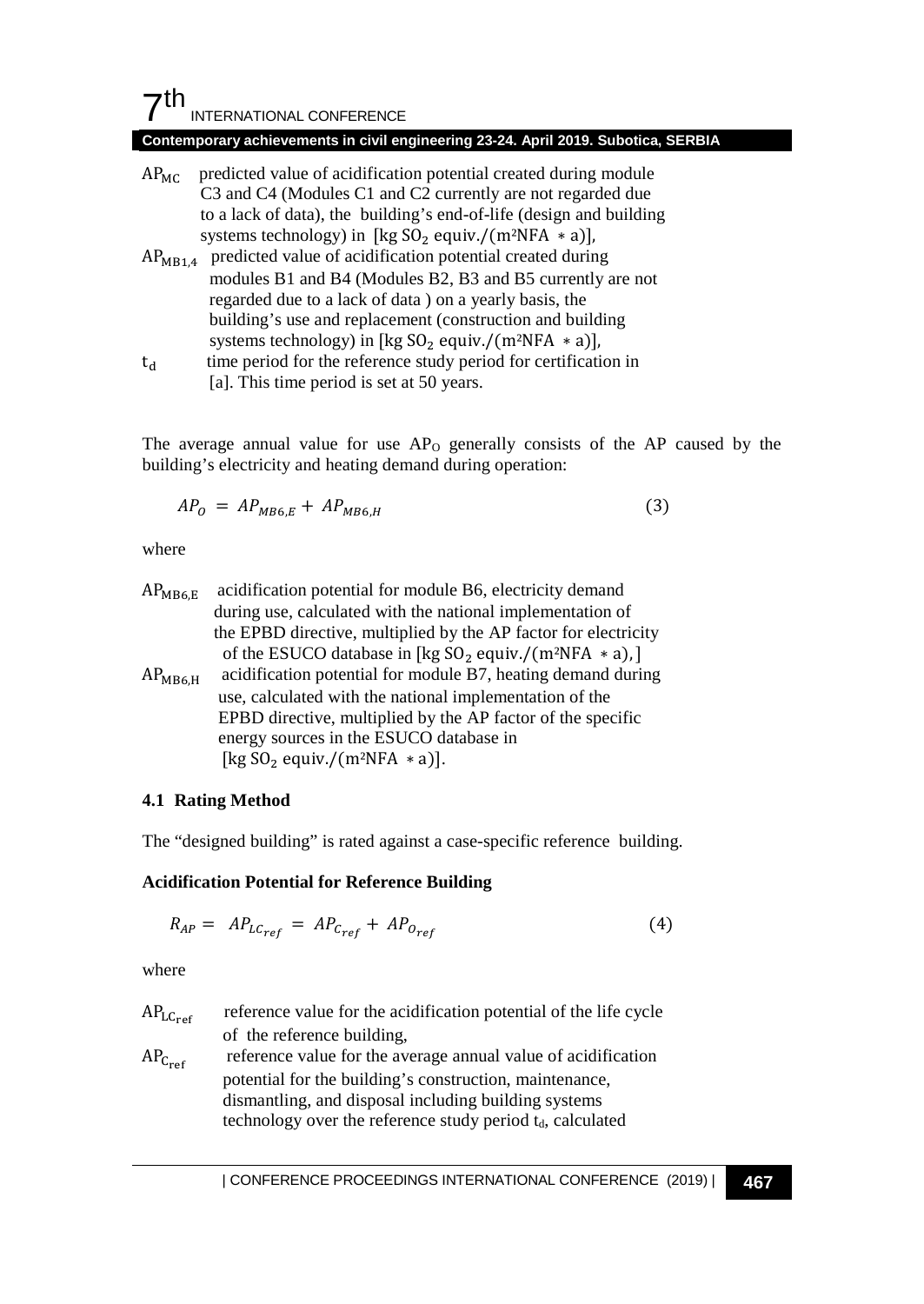$AP_{MC}$ predicted value of acidification potential created during module C3 and C4 (Modules C1 and C2 currently are not regarded due to a lack of data), the building's end-of-life (design and building systems technology) in $[\text{kg } SO_2 \text{ equiv.}/(\text{m}^2\text{NFA } * \text{a})]$,

$AP_{MB1,4}$ predicted value of acidification potential created during modules B1 and B4 (Modules B2, B3 and B5 currently are not regarded due to a lack of data ) on a yearly basis, the building's use and replacement (construction and building systems technology) in $[\text{kg } SO_2 \text{ equiv.}/(\text{m}^2\text{NFA } * \text{a})]$,

$t_d$ time period for the reference study period for certification in [a]. This time period is set at 50 years.

The average annual value for use $AP_O$ generally consists of the AP caused by the building's electricity and heating demand during operation:

$$AP_O = AP_{MB6,E} + AP_{MB6,H} \tag{3}$$

where

$AP_{MB6,E}$ acidification potential for module B6, electricity demand during use, calculated with the national implementation of the EPBD directive, multiplied by the AP factor for electricity of the ESUCO database in $[\text{kg } SO_2 \text{ equiv.}/(\text{m}^2\text{NFA } * \text{a}),]$

$AP_{MB6,H}$ acidification potential for module B7, heating demand during use, calculated with the national implementation of the EPBD directive, multiplied by the AP factor of the specific energy sources in the ESUCO database in $[\text{kg } SO_2 \text{ equiv.}/(\text{m}^2\text{NFA } * \text{a})]$.

### 4.1 Rating Method

The "designed building" is rated against a case-specific reference building.

**Acidification Potential for Reference Building**

$$R_{AP} = AP_{LC_{ref}} = AP_{C_{ref}} + AP_{O_{ref}} \tag{4}$$

where

$AP_{LC_{ref}}$ reference value for the acidification potential of the life cycle of the reference building,

$AP_{C_{ref}}$ reference value for the average annual value of acidification potential for the building's construction, maintenance, dismantling, and disposal including building systems technology over the reference study period $t_d$, calculated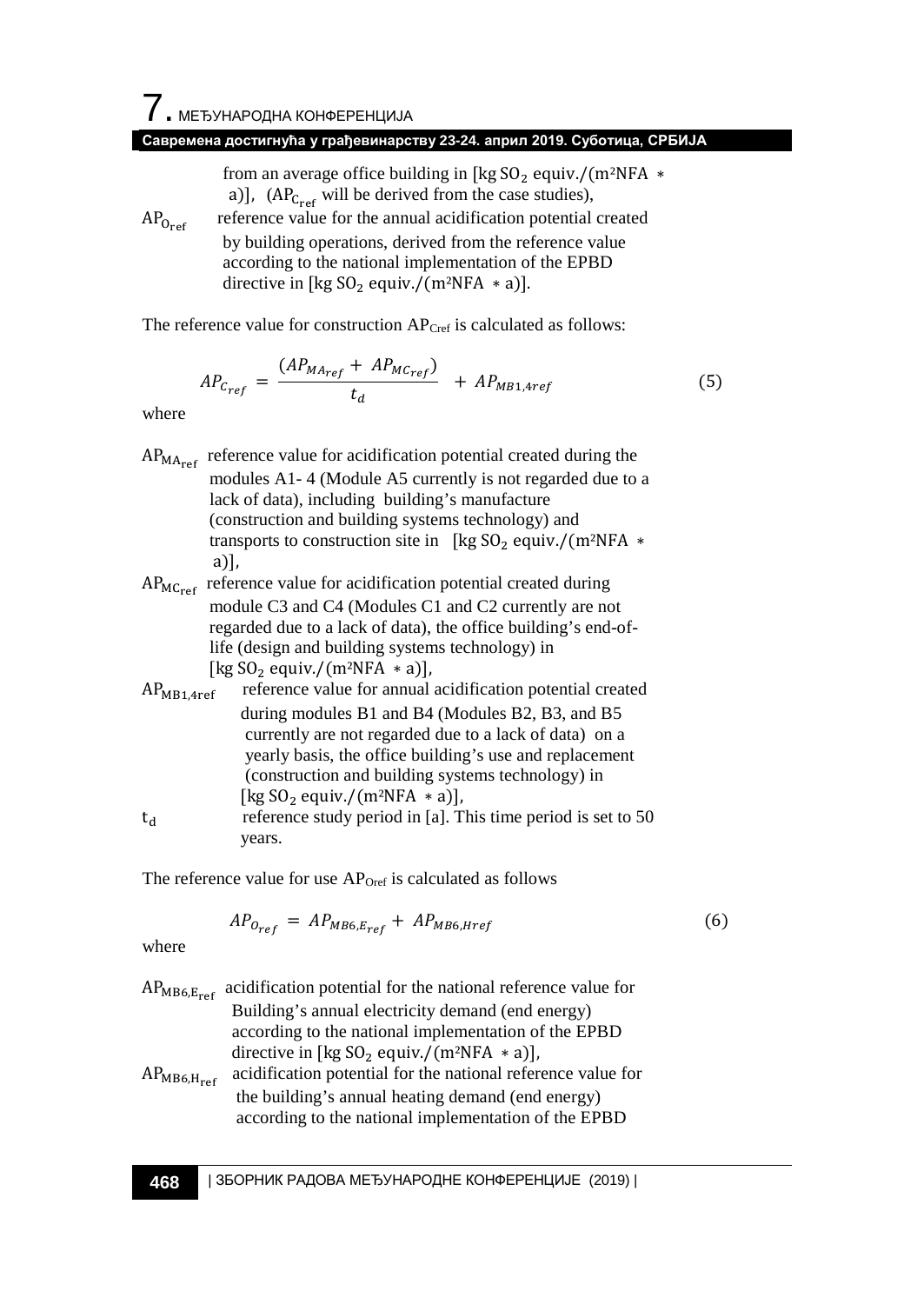from an average office building in [kg $SO_2$ equiv./(m²NFA ∗ a)], ($AP_{C_{ref}}$ will be derived from the case studies),

$AP_{O_{ref}}$ reference value for the annual acidification potential created by building operations, derived from the reference value according to the national implementation of the EPBD directive in [kg $SO_2$ equiv./(m²NFA ∗ a)].

The reference value for construction $AP_{Cref}$ is calculated as follows:

$$AP_{C_{ref}} = \frac{(AP_{MA_{ref}} + AP_{MC_{ref}})}{t_d} + AP_{MB1,4ref} \tag{5}$$

where

$AP_{MA_{ref}}$ reference value for acidification potential created during the modules A1- 4 (Module A5 currently is not regarded due to a lack of data), including building's manufacture (construction and building systems technology) and transports to construction site in [kg $SO_2$ equiv./(m²NFA ∗ a)],

$AP_{MC_{ref}}$ reference value for acidification potential created during module C3 and C4 (Modules C1 and C2 currently are not regarded due to a lack of data), the office building's end-of-life (design and building systems technology) in [kg $SO_2$ equiv./(m²NFA ∗ a)],

$AP_{MB1,4ref}$ reference value for annual acidification potential created during modules B1 and B4 (Modules B2, B3, and B5 currently are not regarded due to a lack of data) on a yearly basis, the office building's use and replacement (construction and building systems technology) in [kg $SO_2$ equiv./(m²NFA ∗ a)],

$t_d$ reference study period in [a]. This time period is set to 50 years.

The reference value for use $AP_{Oref}$ is calculated as follows

$$AP_{O_{ref}} = AP_{MB6,E_{ref}} + AP_{MB6,Href} \tag{6}$$

where

$AP_{MB6,E_{ref}}$ acidification potential for the national reference value for Building's annual electricity demand (end energy) according to the national implementation of the EPBD directive in [kg $SO_2$ equiv./(m²NFA ∗ a)],

$AP_{MB6,H_{ref}}$ acidification potential for the national reference value for the building's annual heating demand (end energy) according to the national implementation of the EPBD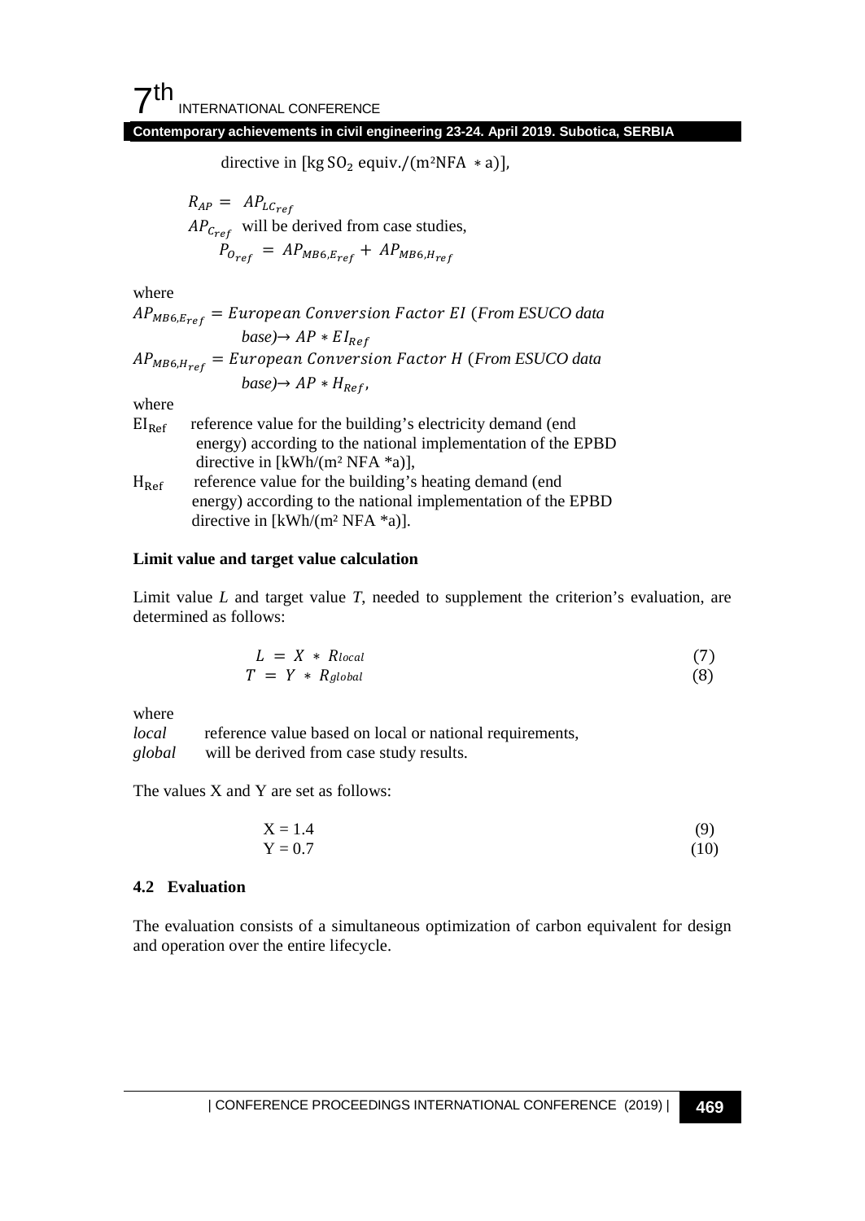directive in $[\text{kg SO}_2 \text{ equiv.}/(\text{m}^2\text{NFA} * \text{a})]$,

$R_{AP} = AP_{LC_{ref}}$

$AP_{C_{ref}}$ will be derived from case studies,

$$P_{O_{ref}} = AP_{MB6,E_{ref}} + AP_{MB6,H_{ref}}$$

where

$AP_{MB6,E_{ref}} = European\ Conversion\ Factor\ EI$ (*From ESUCO data base*)→ $AP * EI_{Ref}$

$AP_{MB6,H_{ref}} = European\ Conversion\ Factor\ H$ (*From ESUCO data base*)→ $AP * H_{Ref}$,

where

$EI_{Ref}$ reference value for the building's electricity demand (end energy) according to the national implementation of the EPBD directive in [kWh/(m² NFA *a)],

$H_{Ref}$ reference value for the building's heating demand (end energy) according to the national implementation of the EPBD directive in [kWh/(m² NFA *a)].

**Limit value and target value calculation**

Limit value *L* and target value *T*, needed to supplement the criterion's evaluation, are determined as follows:

$$L = X * R_{local} \tag{7}$$

$$T = Y * R_{global} \tag{8}$$

where

*local* reference value based on local or national requirements,

*global* will be derived from case study results.

The values X and Y are set as follows:

$$X = 1.4 \tag{9}$$

$$Y = 0.7 \tag{10}$$

### 4.2 Evaluation

The evaluation consists of a simultaneous optimization of carbon equivalent for design and operation over the entire lifecycle.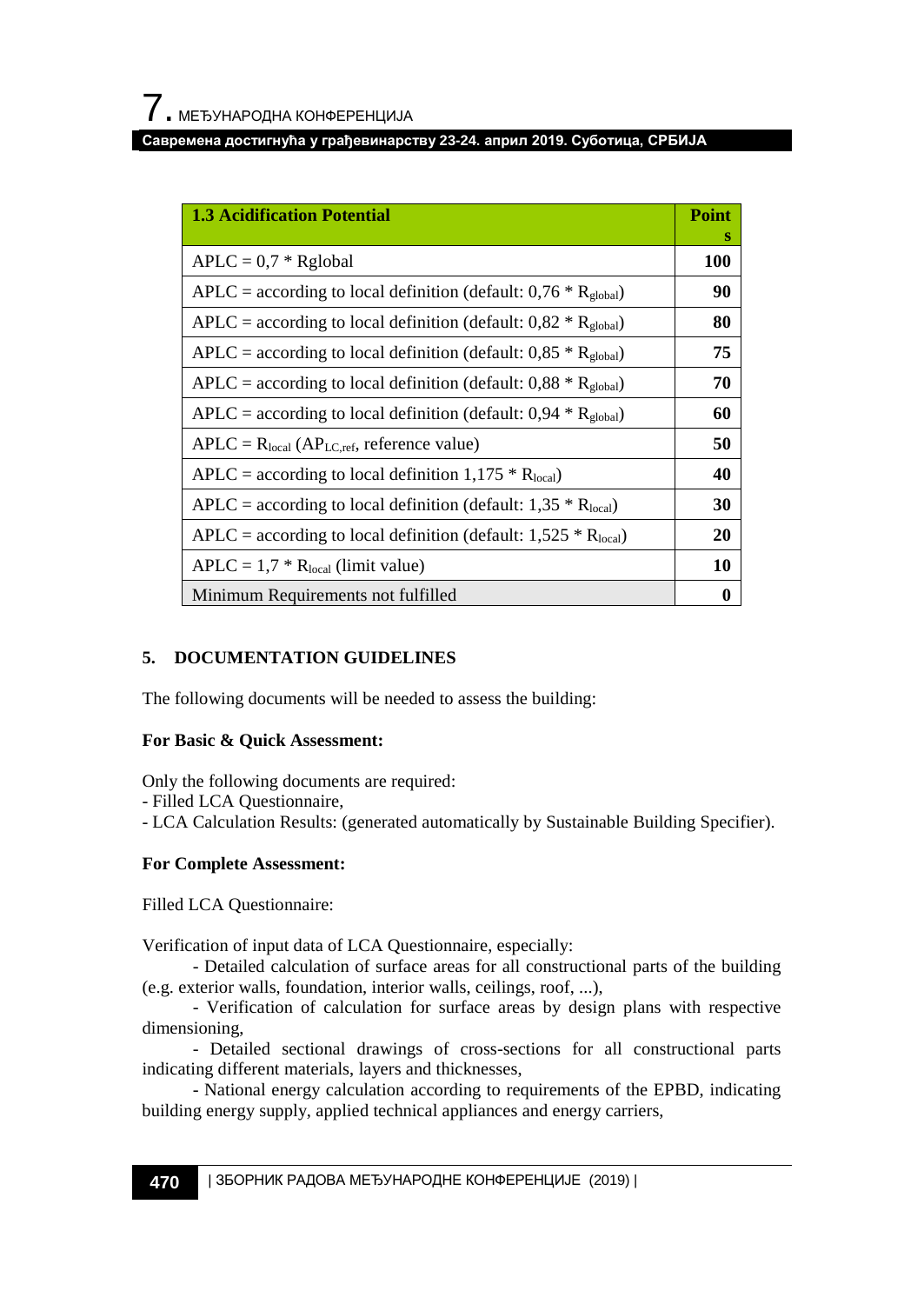| 1.3 Acidification Potential | Points |
|---|---|
| APLC = 0,7 * Rglobal | 100 |
| APLC = according to local definition (default: 0,76 * $R_{global}$) | 90 |
| APLC = according to local definition (default: 0,82 * $R_{global}$) | 80 |
| APLC = according to local definition (default: 0,85 * $R_{global}$) | 75 |
| APLC = according to local definition (default: 0,88 * $R_{global}$) | 70 |
| APLC = according to local definition (default: 0,94 * $R_{global}$) | 60 |
| APLC = $R_{local}$ ($AP_{LC,ref}$, reference value) | 50 |
| APLC = according to local definition 1,175 * $R_{local}$) | 40 |
| APLC = according to local definition (default: 1,35 * $R_{local}$) | 30 |
| APLC = according to local definition (default: 1,525 * $R_{local}$) | 20 |
| APLC = 1,7 * $R_{local}$ (limit value) | 10 |
| Minimum Requirements not fulfilled | 0 |

## 5. DOCUMENTATION GUIDELINES

The following documents will be needed to assess the building:

**For Basic & Quick Assessment:**

Only the following documents are required:
- Filled LCA Questionnaire,
- LCA Calculation Results: (generated automatically by Sustainable Building Specifier).

**For Complete Assessment:**

Filled LCA Questionnaire:

Verification of input data of LCA Questionnaire, especially:

- Detailed calculation of surface areas for all constructional parts of the building (e.g. exterior walls, foundation, interior walls, ceilings, roof, ...),
- Verification of calculation for surface areas by design plans with respective dimensioning,
- Detailed sectional drawings of cross-sections for all constructional parts indicating different materials, layers and thicknesses,
- National energy calculation according to requirements of the EPBD, indicating building energy supply, applied technical appliances and energy carriers,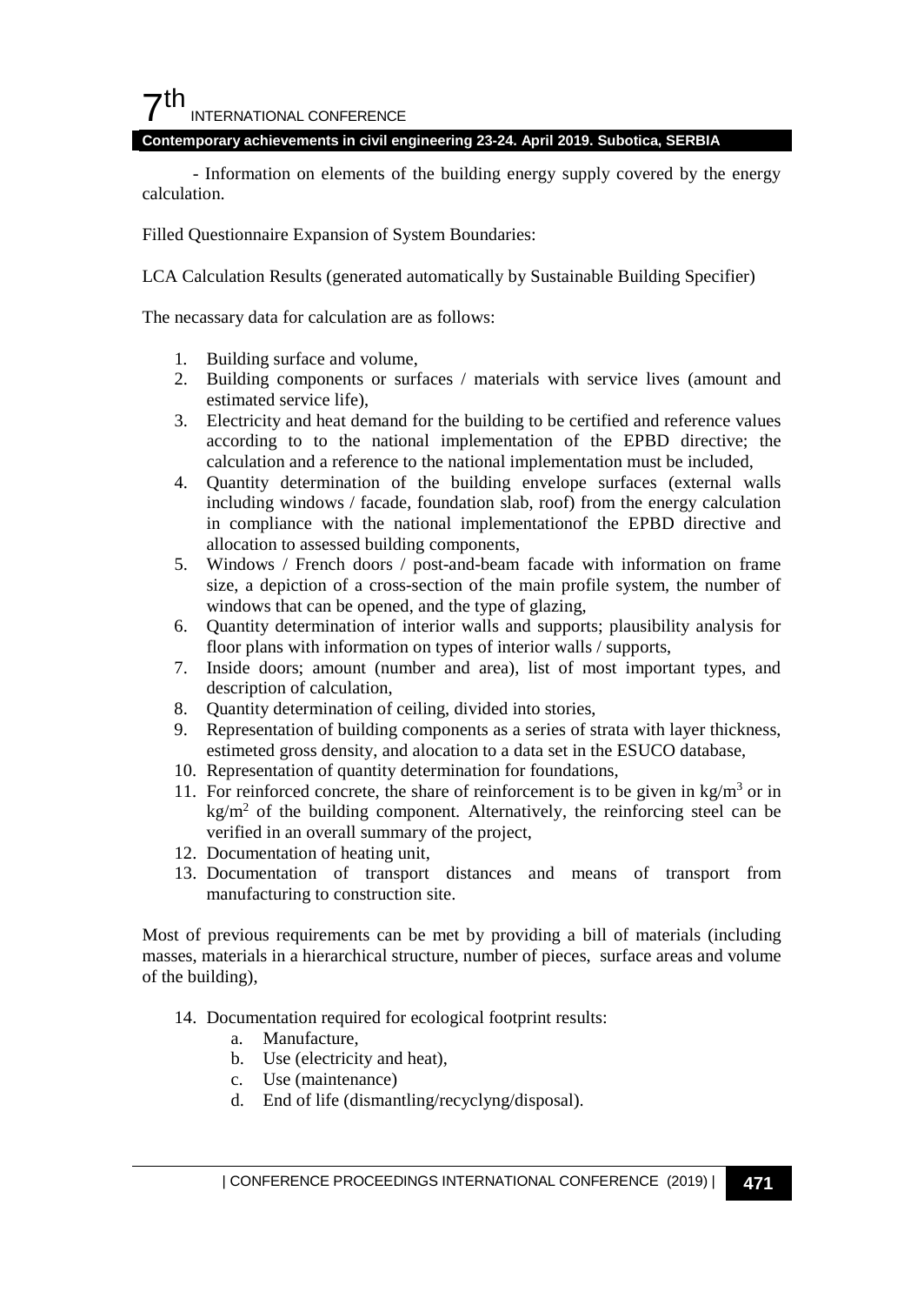- Information on elements of the building energy supply covered by the energy calculation.

Filled Questionnaire Expansion of System Boundaries:

LCA Calculation Results (generated automatically by Sustainable Building Specifier)

The necassary data for calculation are as follows:

1. Building surface and volume,
2. Building components or surfaces / materials with service lives (amount and estimated service life),
3. Electricity and heat demand for the building to be certified and reference values according to to the national implementation of the EPBD directive; the calculation and a reference to the national implementation must be included,
4. Quantity determination of the building envelope surfaces (external walls including windows / facade, foundation slab, roof) from the energy calculation in compliance with the national implementationof the EPBD directive and allocation to assessed building components,
5. Windows / French doors / post-and-beam facade with information on frame size, a depiction of a cross-section of the main profile system, the number of windows that can be opened, and the type of glazing,
6. Quantity determination of interior walls and supports; plausibility analysis for floor plans with information on types of interior walls / supports,
7. Inside doors; amount (number and area), list of most important types, and description of calculation,
8. Quantity determination of ceiling, divided into stories,
9. Representation of building components as a series of strata with layer thickness, estimeted gross density, and alocation to a data set in the ESUCO database,
10. Representation of quantity determination for foundations,
11. For reinforced concrete, the share of reinforcement is to be given in $kg/m^3$ or in $kg/m^2$ of the building component. Alternatively, the reinforcing steel can be verified in an overall summary of the project,
12. Documentation of heating unit,
13. Documentation of transport distances and means of transport from manufacturing to construction site.

Most of previous requirements can be met by providing a bill of materials (including masses, materials in a hierarchical structure, number of pieces, surface areas and volume of the building),

14. Documentation required for ecological footprint results:
    a. Manufacture,
    b. Use (electricity and heat),
    c. Use (maintenance)
    d. End of life (dismantling/recyclyng/disposal).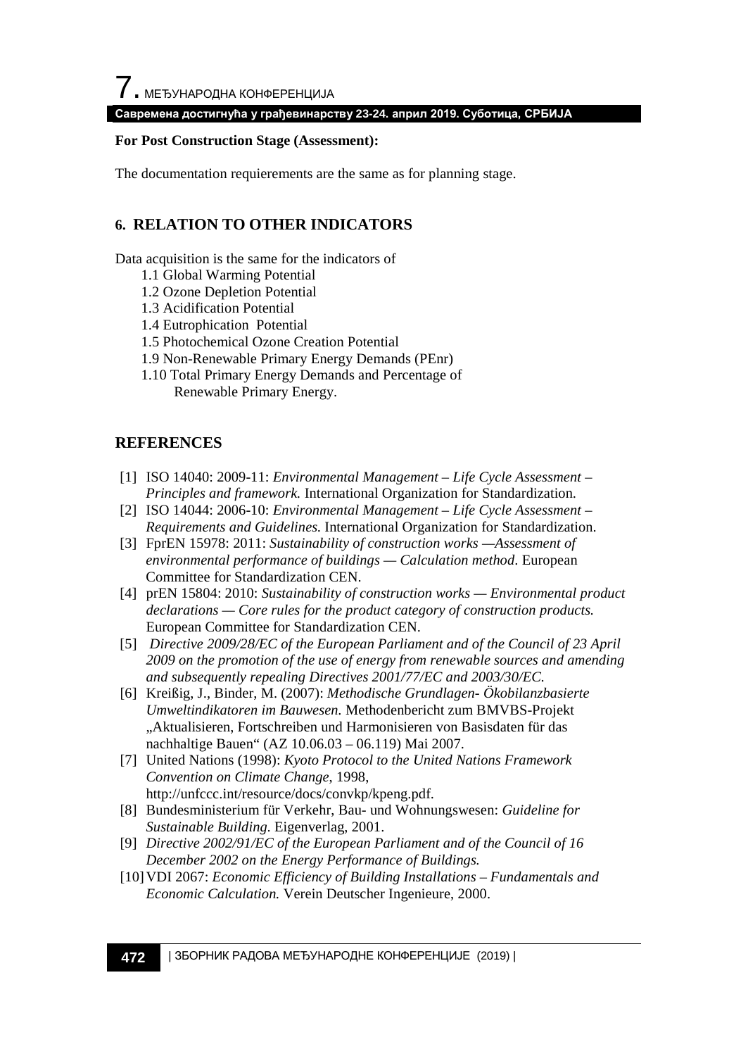**For Post Construction Stage (Assessment):**

The documentation requierements are the same as for planning stage.

## 6. RELATION TO OTHER INDICATORS

Data acquisition is the same for the indicators of

1.1 Global Warming Potential
1.2 Ozone Depletion Potential
1.3 Acidification Potential
1.4 Eutrophication Potential
1.5 Photochemical Ozone Creation Potential
1.9 Non-Renewable Primary Energy Demands (PEnr)
1.10 Total Primary Energy Demands and Percentage of Renewable Primary Energy.

## REFERENCES

[1] ISO 14040: 2009-11: *Environmental Management – Life Cycle Assessment – Principles and framework.* International Organization for Standardization.

[2] ISO 14044: 2006-10: *Environmental Management – Life Cycle Assessment – Requirements and Guidelines.* International Organization for Standardization.

[3] FprEN 15978: 2011: *Sustainability of construction works —Assessment of environmental performance of buildings — Calculation method.* European Committee for Standardization CEN.

[4] prEN 15804: 2010: *Sustainability of construction works — Environmental product declarations — Core rules for the product category of construction products.* European Committee for Standardization CEN.

[5] *Directive 2009/28/EC of the European Parliament and of the Council of 23 April 2009 on the promotion of the use of energy from renewable sources and amending and subsequently repealing Directives 2001/77/EC and 2003/30/EC.*

[6] Kreißig, J., Binder, M. (2007): *Methodische Grundlagen- Ökobilanzbasierte Umweltindikatoren im Bauwesen.* Methodenbericht zum BMVBS-Projekt „Aktualisieren, Fortschreiben und Harmonisieren von Basisdaten für das nachhaltige Bauen“ (AZ 10.06.03 – 06.119) Mai 2007.

[7] United Nations (1998): *Kyoto Protocol to the United Nations Framework Convention on Climate Change*, 1998, http://unfccc.int/resource/docs/convkp/kpeng.pdf.

[8] Bundesministerium für Verkehr, Bau- und Wohnungswesen: *Guideline for Sustainable Building.* Eigenverlag, 2001.

[9] *Directive 2002/91/EC of the European Parliament and of the Council of 16 December 2002 on the Energy Performance of Buildings.*

[10] VDI 2067: *Economic Efficiency of Building Installations – Fundamentals and Economic Calculation.* Verein Deutscher Ingenieure, 2000.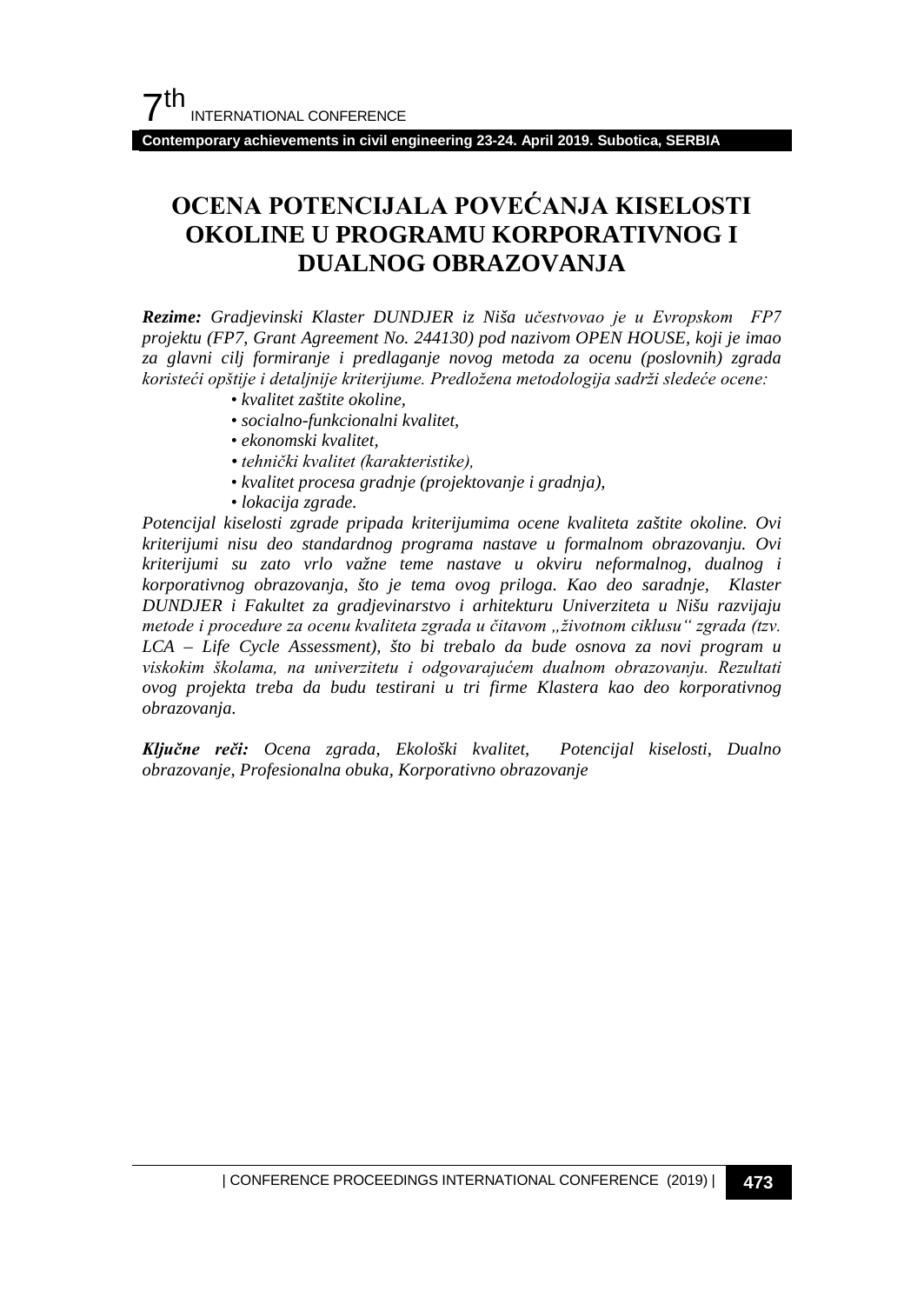# OCENA POTENCIJALA POVEĆANJA KISELOSTI OKOLINE U PROGRAMU KORPORATIVNOG I DUALNOG OBRAZOVANJA

***Rezime:*** *Gradjevinski Klaster DUNDJER iz Niša učestvovao je u Evropskom FP7 projektu (FP7, Grant Agreement No. 244130) pod nazivom OPEN HOUSE, koji je imao za glavni cilj formiranje i predlaganje novog metoda za ocenu (poslovnih) zgrada koristeći opštije i detaljnije kriterijume. Predložena metodologija sadrži sledeće ocene:*

- *kvalitet zaštite okoline,*
- *socialno-funkcionalni kvalitet,*
- *ekonomski kvalitet,*
- *tehnički kvalitet (karakteristike),*
- *kvalitet procesa gradnje (projektovanje i gradnja),*
- *lokacija zgrade.*

*Potencijal kiselosti zgrade pripada kriterijumima ocene kvaliteta zaštite okoline. Ovi kriterijumi nisu deo standardnog programa nastave u formalnom obrazovanju. Ovi kriterijumi su zato vrlo važne teme nastave u okviru neformalnog, dualnog i korporativnog obrazovanja, što je tema ovog priloga. Kao deo saradnje, Klaster DUNDJER i Fakultet za gradjevinarstvo i arhitekturu Univerziteta u Nišu razvijaju metode i procedure za ocenu kvaliteta zgrada u čitavom „životnom ciklusu" zgrada (tzv. LCA – Life Cycle Assessment), što bi trebalo da bude osnova za novi program u viskokim školama, na univerzitetu i odgovarajućem dualnom obrazovanju. Rezultati ovog projekta treba da budu testirani u tri firme Klastera kao deo korporativnog obrazovanja.*

***Ključne reči:*** *Ocena zgrada, Ekološki kvalitet, Potencijal kiselosti, Dualno obrazovanje, Profesionalna obuka, Korporativno obrazovanje*